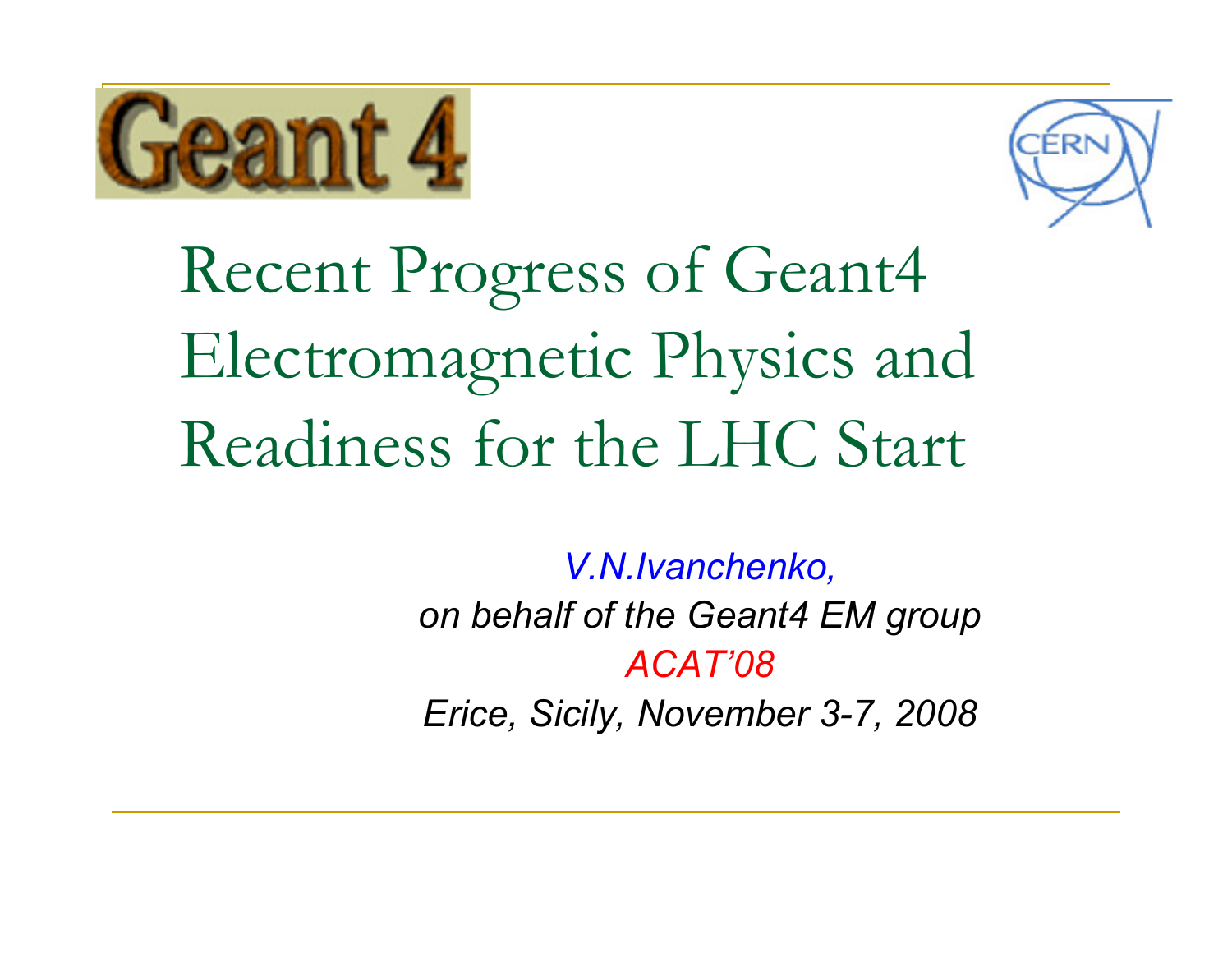# Recent Progress of Geant4 Electromagnetic Physics and Readiness for the LHC Start

*V.N.Ivanchenko,*

*on behalf of the Geant4 EM group*

*ACAT'08*

*Erice, Sicily, November 3-7, 2008*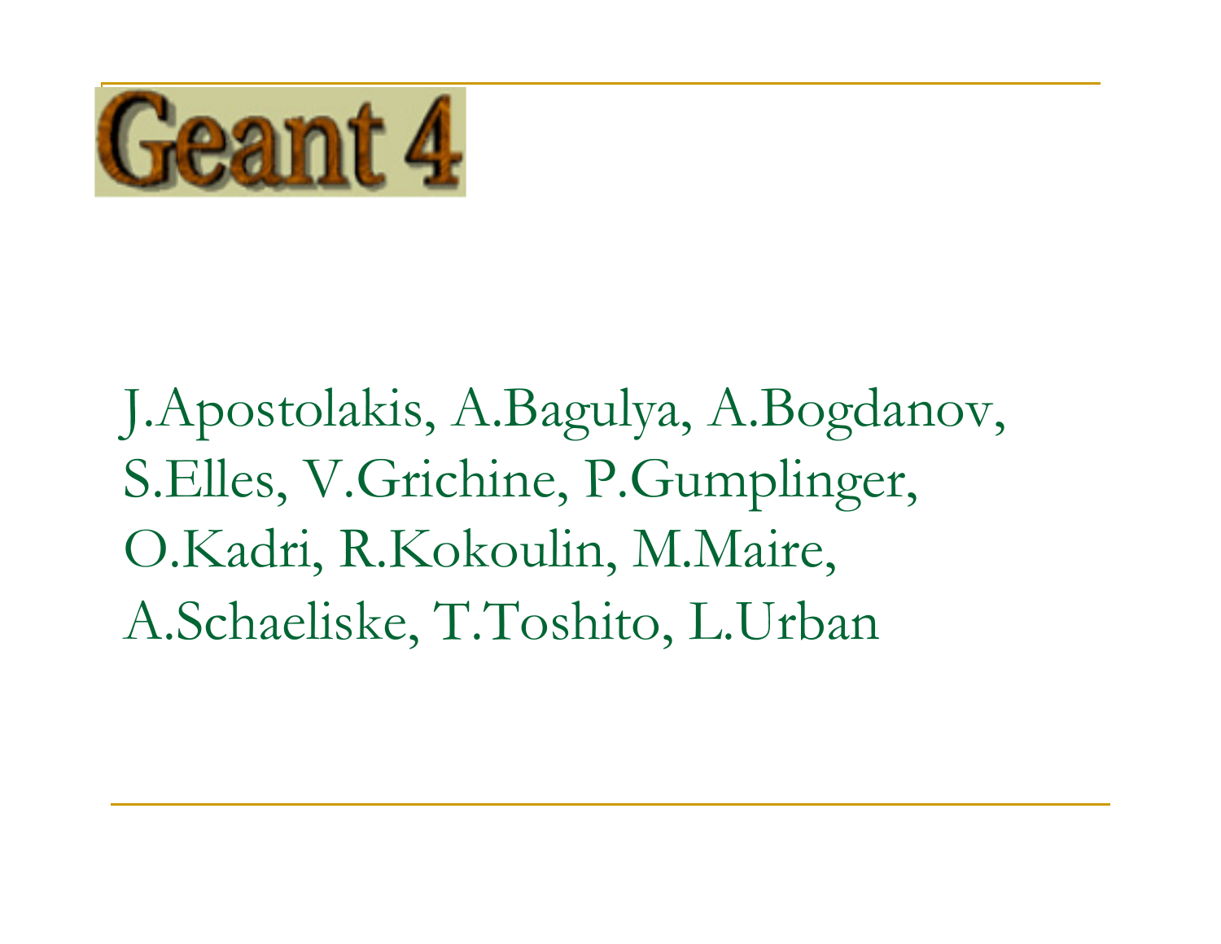# Geant 4

J.Apostolakis, A.Bagulya, A.Bogdanov, S.Elles, V.Grichine, P.Gumplinger, O.Kadri, R.Kokoulin, M.Maire, A.Schaeliske, T.Toshito, L.Urban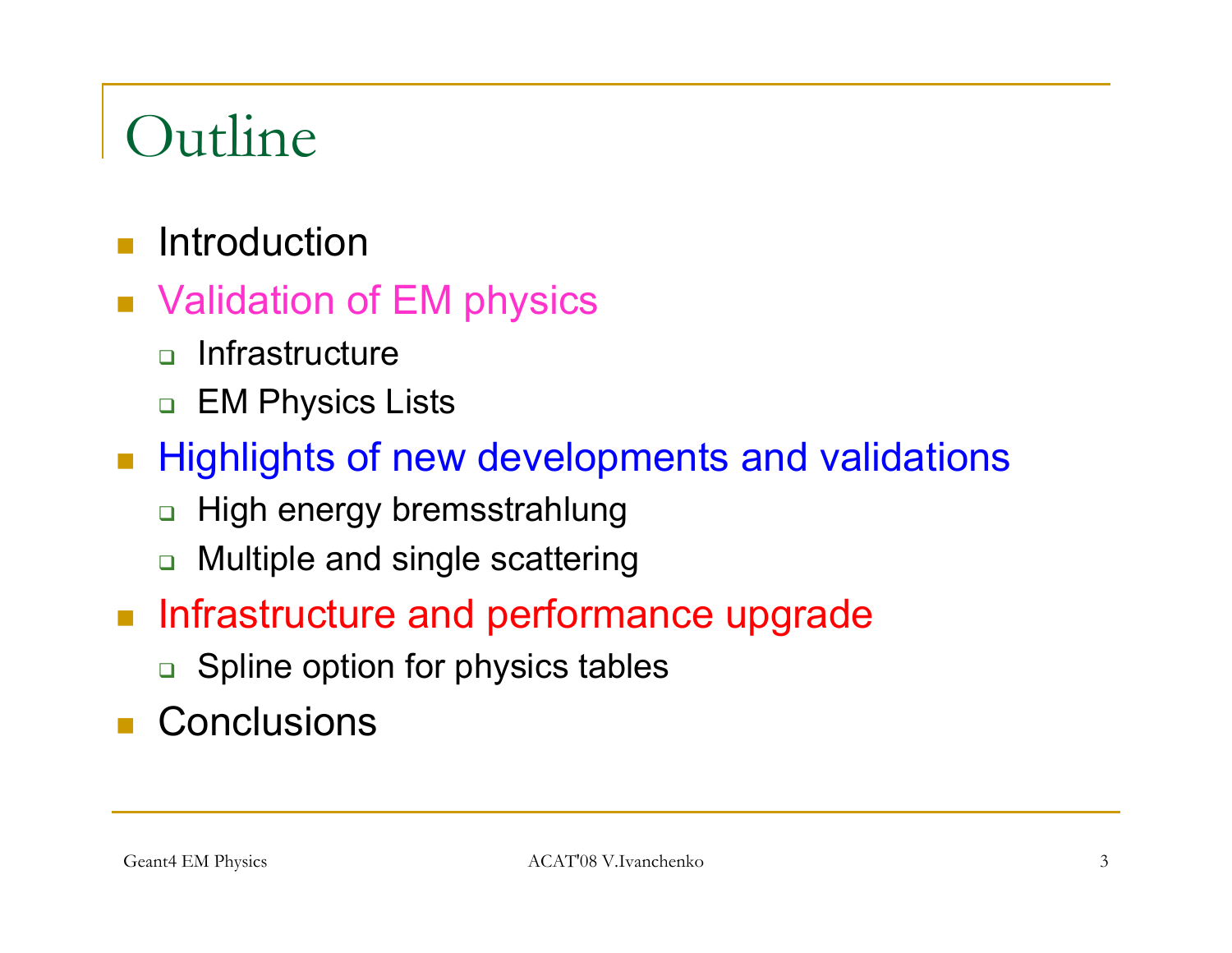# Outline

- Introduction
- Validation of EM physics
  - Infrastructure
  - EM Physics Lists
- Highlights of new developments and validations
  - High energy bremsstrahlung
  - Multiple and single scattering
- Infrastructure and performance upgrade
  - Spline option for physics tables
- Conclusions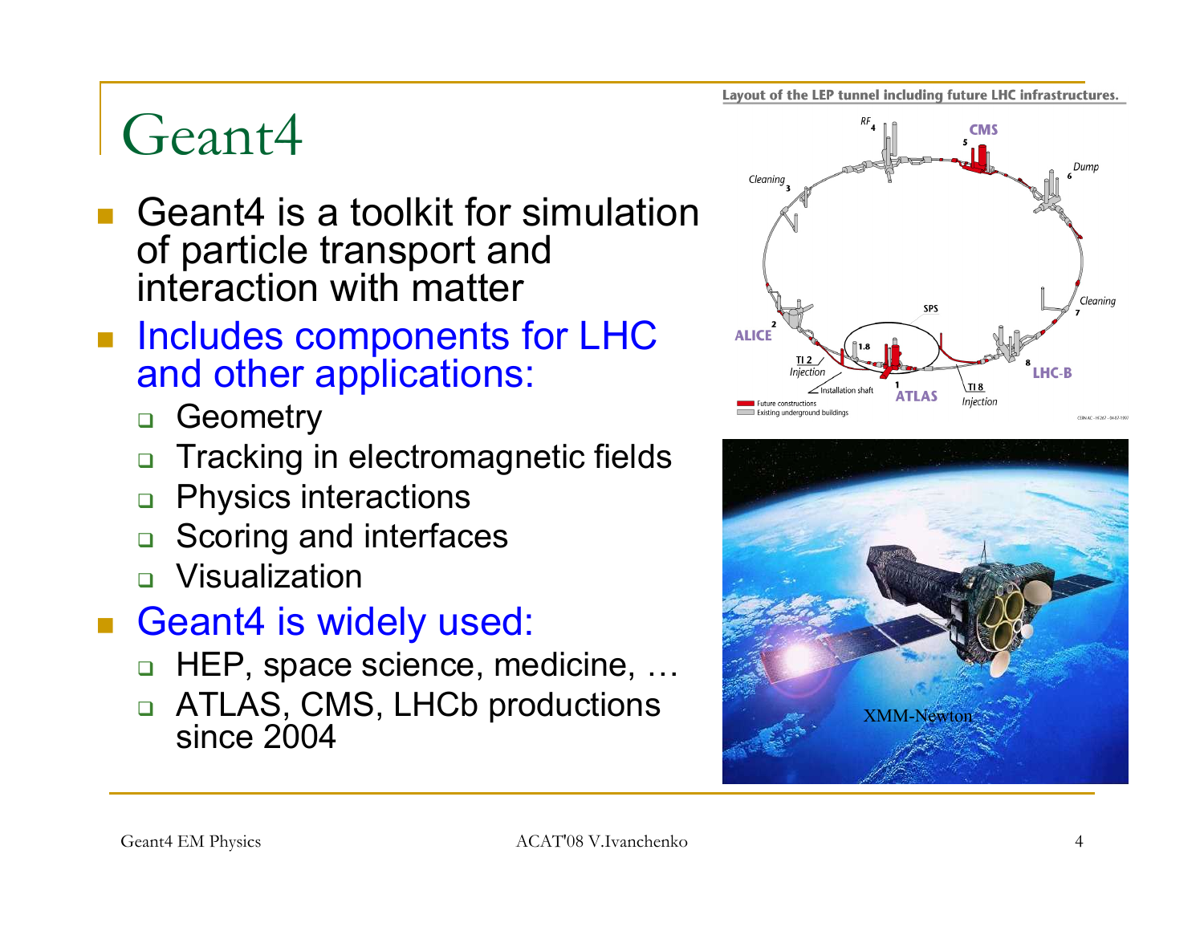# Geant4

- Geant4 is a toolkit for simulation of particle transport and interaction with matter
- Includes components for LHC and other applications:
  - Geometry
  - Tracking in electromagnetic fields
  - Physics interactions
  - Scoring and interfaces
  - Visualization
- Geant4 is widely used:
  - HEP, space science, medicine, …
  - ATLAS, CMS, LHCb productions since 2004

Layout of the LEP tunnel including future LHC infrastructures.

XMM-Newton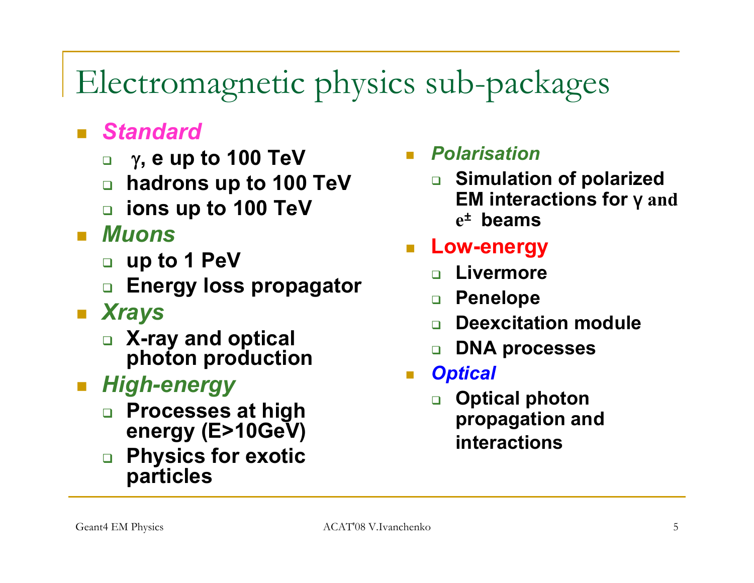# Electromagnetic physics sub-packages

- ***Standard***
  - **$\gamma$, e up to 100 TeV**
  - **hadrons up to 100 TeV**
  - **ions up to 100 TeV**
- ***Muons***
  - **up to 1 PeV**
  - **Energy loss propagator**
- ***Xrays***
  - **X-ray and optical photon production**
- ***High-energy***
  - **Processes at high energy (E>10GeV)**
  - **Physics for exotic particles**
- ***Polarisation***
  - **Simulation of polarized EM interactions for $\gamma$ and $e^{\pm}$ beams**
- **Low-energy**
  - **Livermore**
  - **Penelope**
  - **Deexcitation module**
  - **DNA processes**
- ***Optical***
  - **Optical photon propagation and interactions**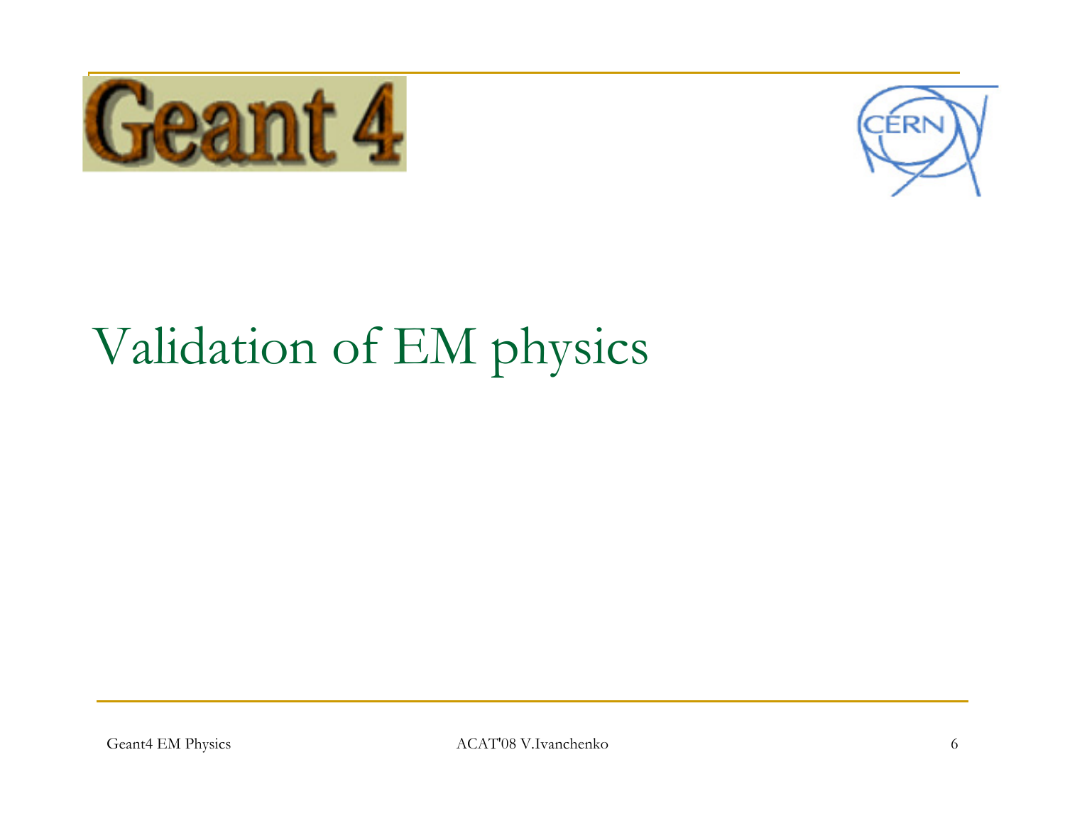# Validation of EM physics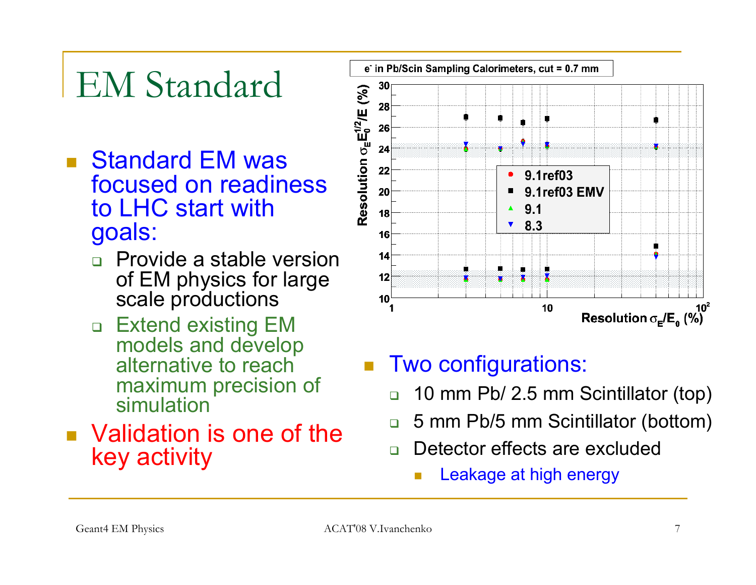# EM Standard

- Standard EM was focused on readiness to LHC start with goals:
  - Provide a stable version of EM physics for large scale productions
  - Extend existing EM models and develop alternative to reach maximum precision of simulation
- Validation is one of the key activity

$e^-$ in Pb/Scin Sampling Calorimeters, cut = 0.7 mm

- Two configurations:
  - 10 mm Pb/ 2.5 mm Scintillator (top)
  - 5 mm Pb/5 mm Scintillator (bottom)
  - Detector effects are excluded
    - Leakage at high energy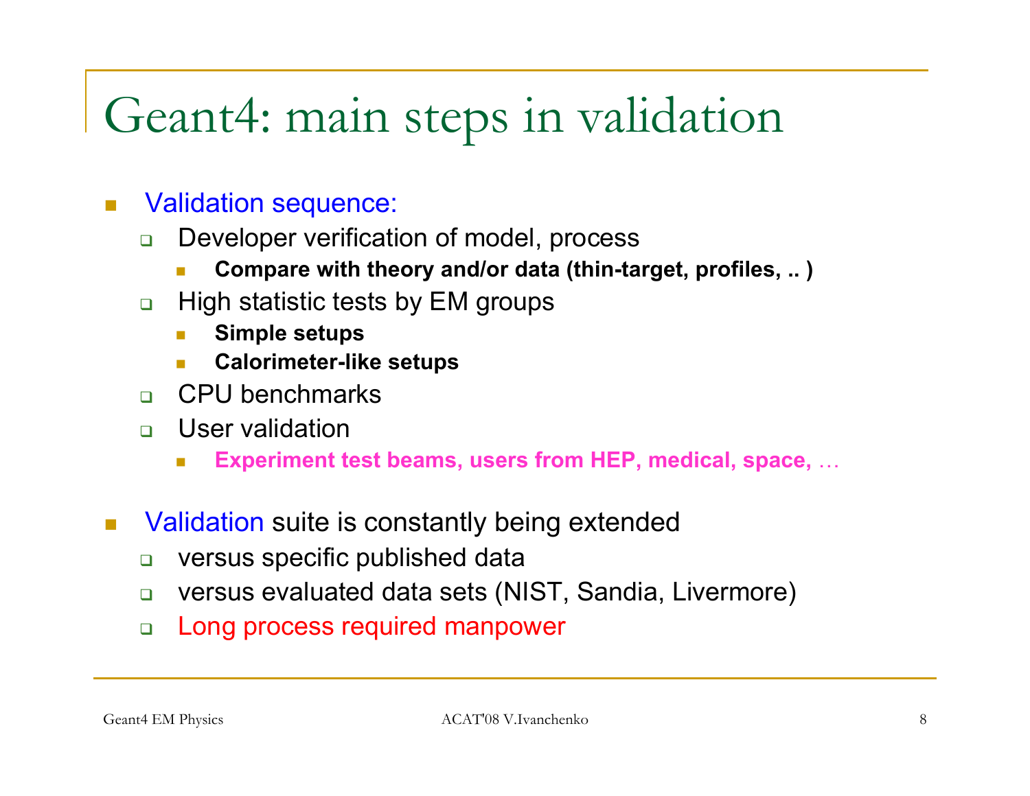# Geant4: main steps in validation

- Validation sequence:
  - Developer verification of model, process
    - **Compare with theory and/or data (thin-target, profiles, .. )**
  - High statistic tests by EM groups
    - **Simple setups**
    - **Calorimeter-like setups**
  - CPU benchmarks
  - User validation
    - **Experiment test beams, users from HEP, medical, space,** …

- Validation suite is constantly being extended
  - versus specific published data
  - versus evaluated data sets (NIST, Sandia, Livermore)
  - Long process required manpower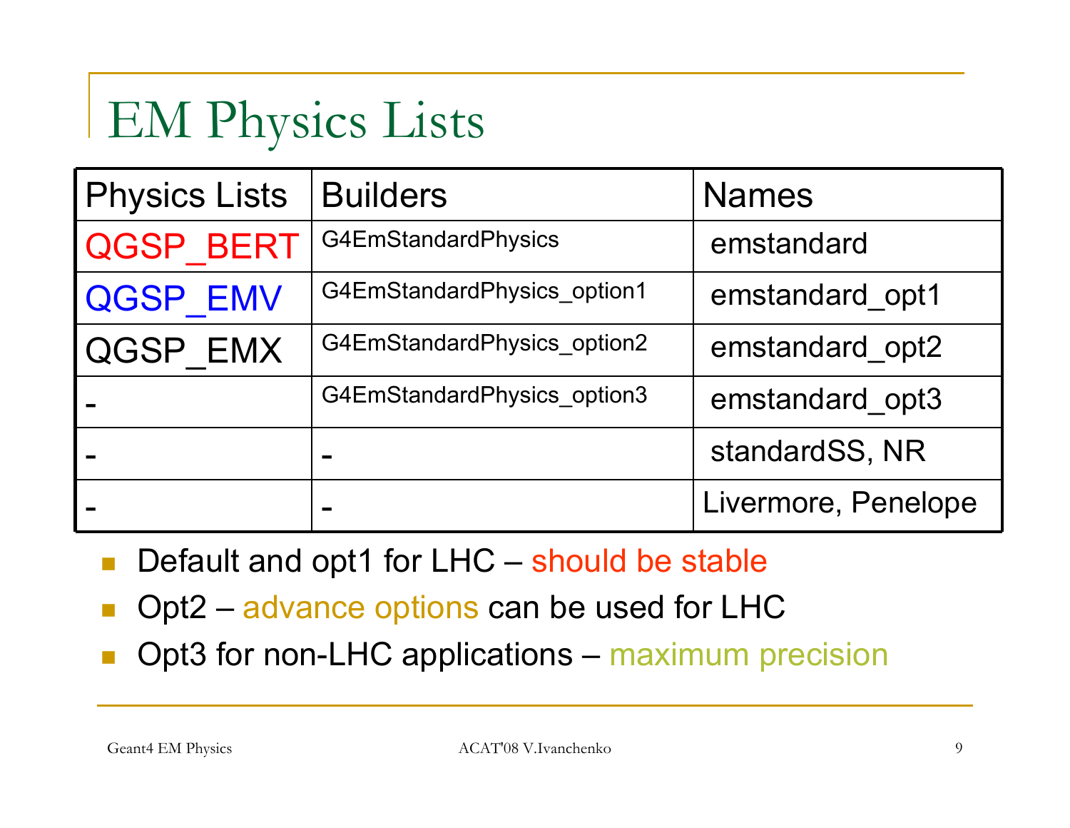# EM Physics Lists

| Physics Lists | Builders | Names |
|---|---|---|
| QGSP_BERT | G4EmStandardPhysics | emstandard |
| QGSP_EMV | G4EmStandardPhysics_option1 | emstandard_opt1 |
| QGSP_EMX | G4EmStandardPhysics_option2 | emstandard_opt2 |
| - | G4EmStandardPhysics_option3 | emstandard_opt3 |
| - | - | standardSS, NR |
| - | - | Livermore, Penelope |

- Default and opt1 for LHC – should be stable
- Opt2 – advance options can be used for LHC
- Opt3 for non-LHC applications – maximum precision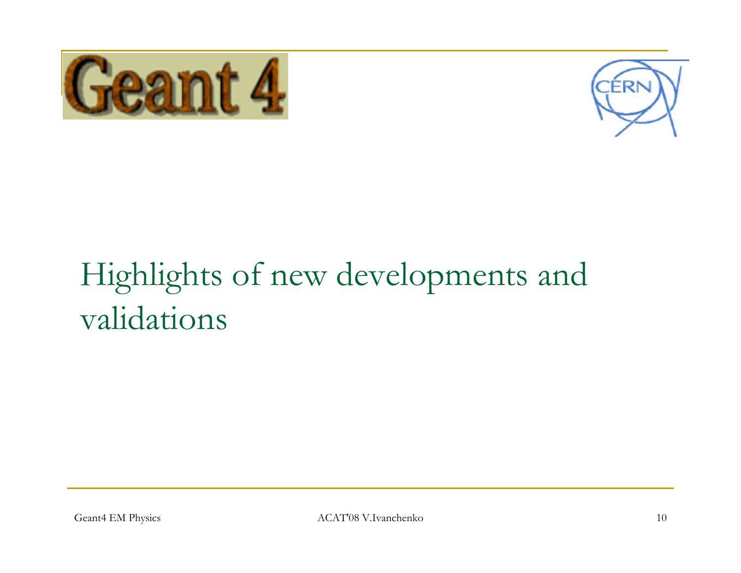# Highlights of new developments and validations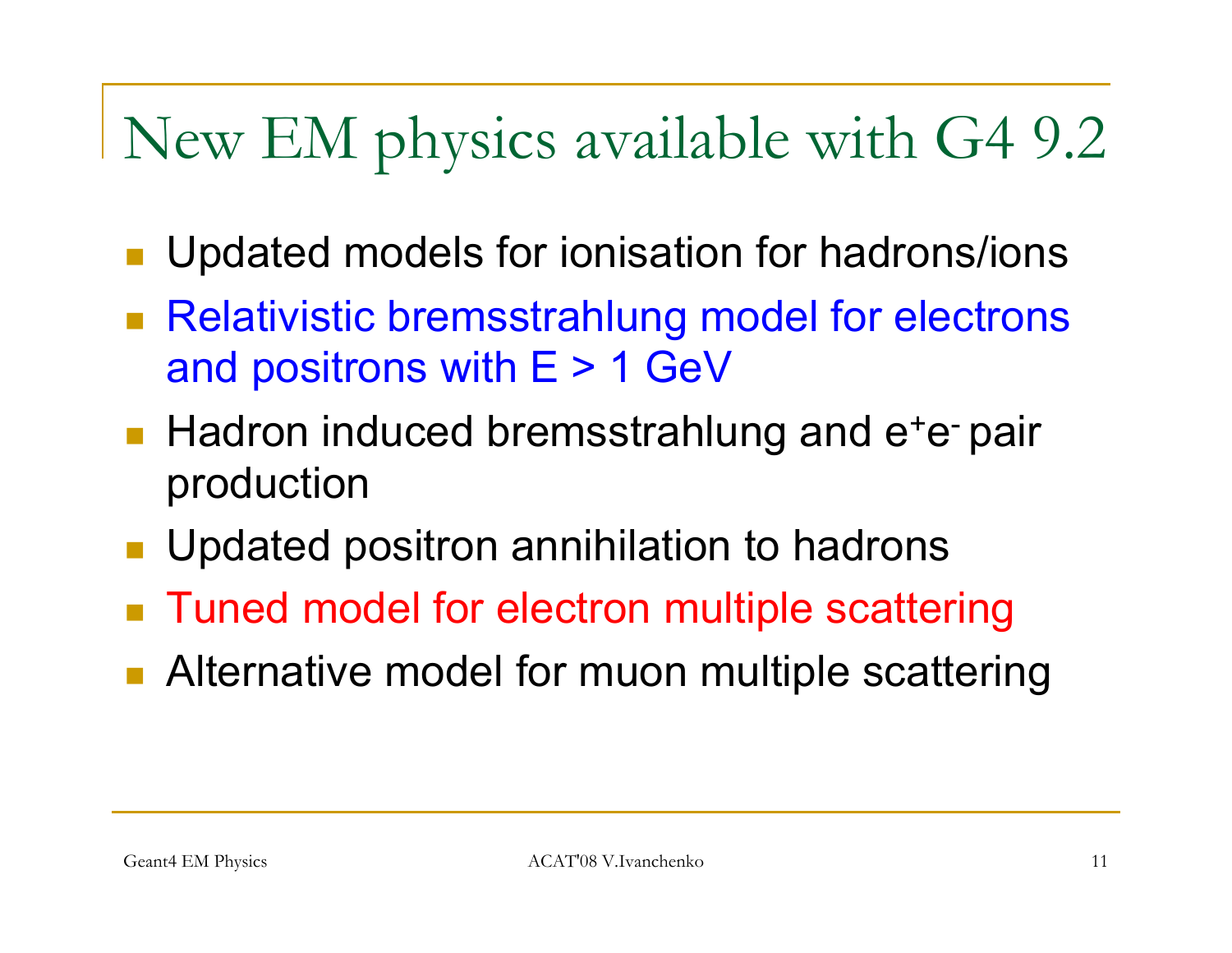# New EM physics available with G4 9.2

- Updated models for ionisation for hadrons/ions
- Relativistic bremsstrahlung model for electrons and positrons with E > 1 GeV
- Hadron induced bremsstrahlung and $e^+e^-$ pair production
- Updated positron annihilation to hadrons
- Tuned model for electron multiple scattering
- Alternative model for muon multiple scattering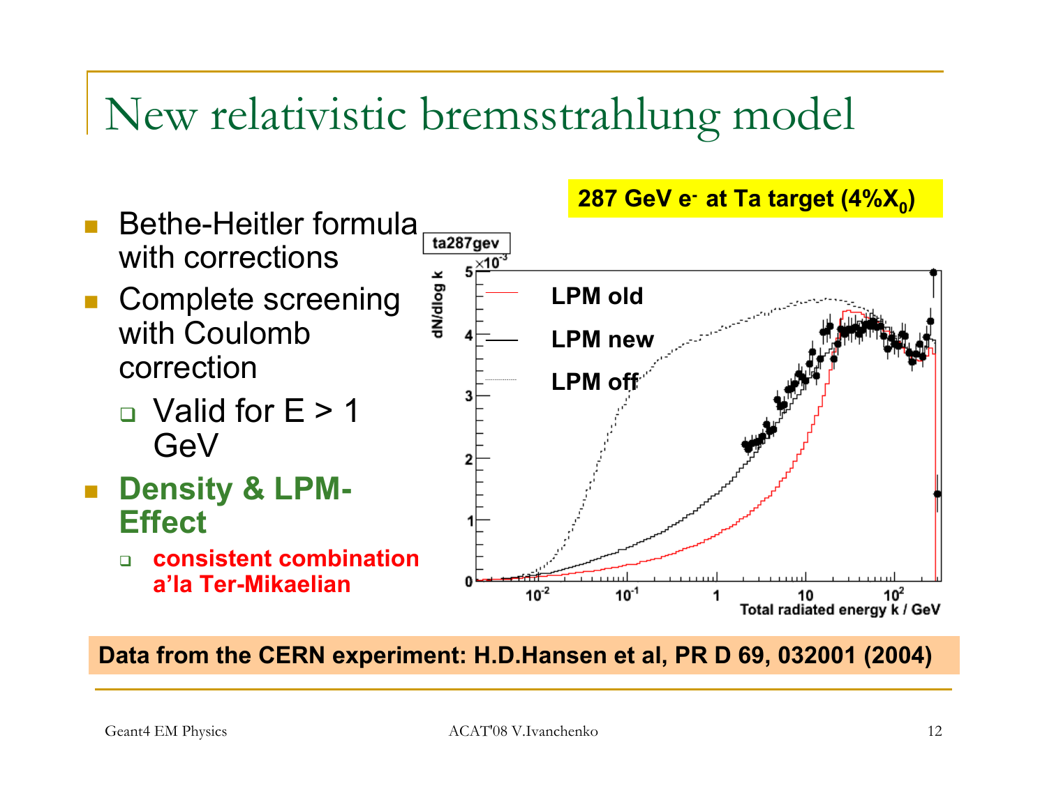# New relativistic bremsstrahlung model

- Bethe-Heitler formula with corrections
- Complete screening with Coulomb correction
  - Valid for E > 1 GeV
- **Density & LPM-Effect**
  - **consistent combination a'la Ter-Mikaelian**

**287 GeV $e^-$ at Ta target (4% $X_0$)**

ta287gev

$\times 10^{-3}$

dN/dlog k

LPM old

LPM new

LPM off

Total radiated energy k / GeV

**Data from the CERN experiment: H.D.Hansen et al, PR D 69, 032001 (2004)**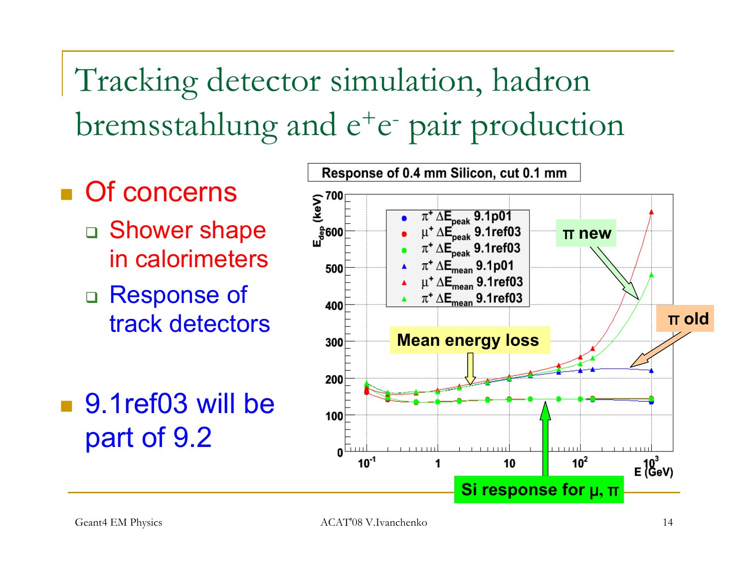# Tracking detector simulation, hadron bremsstahlung and $e^+e^-$ pair production

- Of concerns
  - Shower shape in calorimeters
  - Response of track detectors
- 9.1ref03 will be part of 9.2

**Response of 0.4 mm Silicon, cut 0.1 mm**

Legend:
- $\pi^+$ $\Delta E_{peak}$ 9.1p01
- $\mu^+$ $\Delta E_{peak}$ 9.1ref03
- $\pi^+$ $\Delta E_{peak}$ 9.1ref03
- $\pi^+$ $\Delta E_{mean}$ 9.1p01
- $\mu^+$ $\Delta E_{mean}$ 9.1ref03
- $\pi^+$ $\Delta E_{mean}$ 9.1ref03

Annotations: π new; π old; Mean energy loss; Si response for μ, π

Axes: $E_{dep}$ (keV); E (GeV)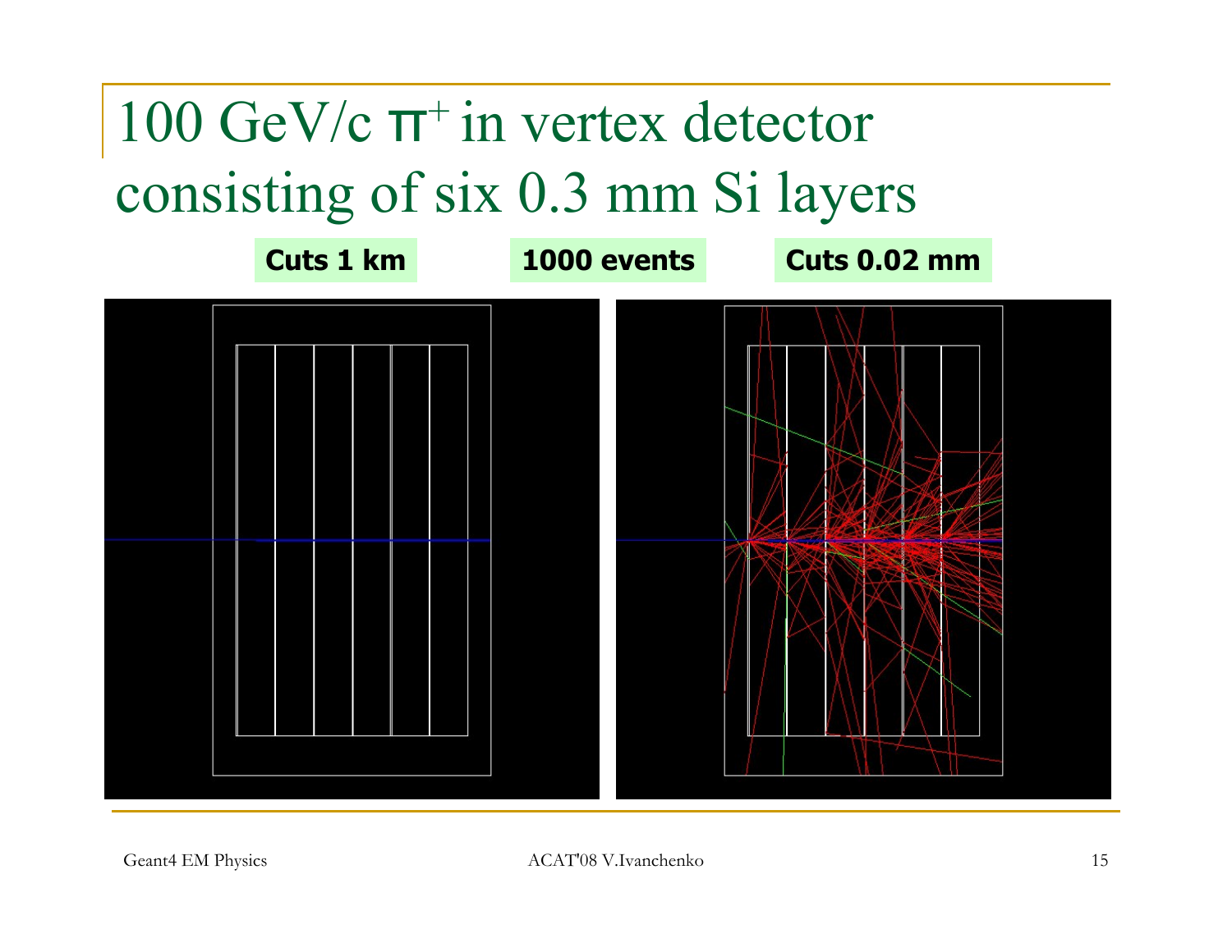# 100 GeV/c $\pi^+$ in vertex detector consisting of six 0.3 mm Si layers

**Cuts 1 km** **1000 events** **Cuts 0.02 mm**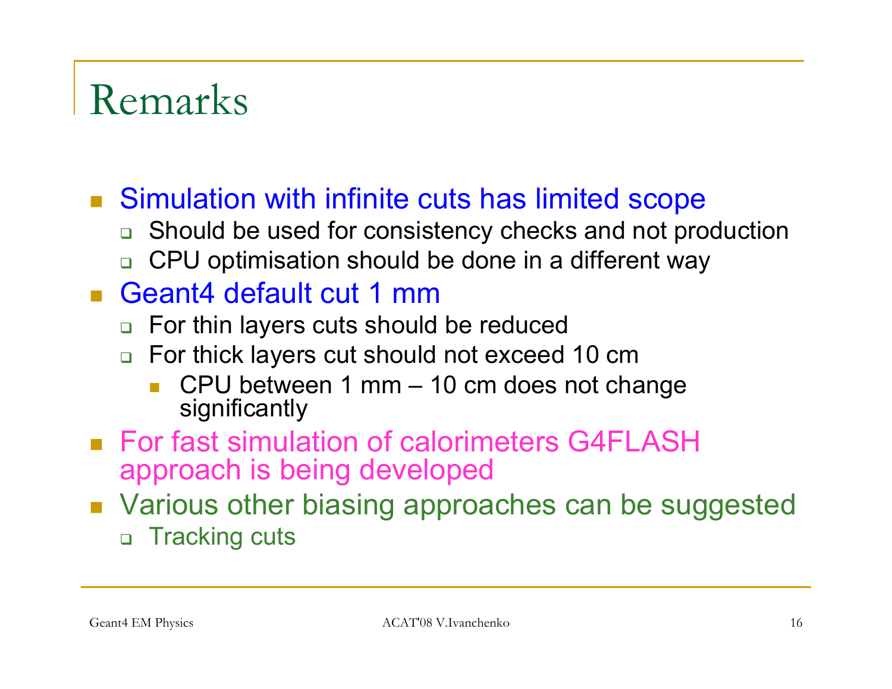# Remarks

- Simulation with infinite cuts has limited scope
  - Should be used for consistency checks and not production
  - CPU optimisation should be done in a different way
- Geant4 default cut 1 mm
  - For thin layers cuts should be reduced
  - For thick layers cut should not exceed 10 cm
    - CPU between 1 mm – 10 cm does not change significantly
- For fast simulation of calorimeters G4FLASH approach is being developed
- Various other biasing approaches can be suggested
  - Tracking cuts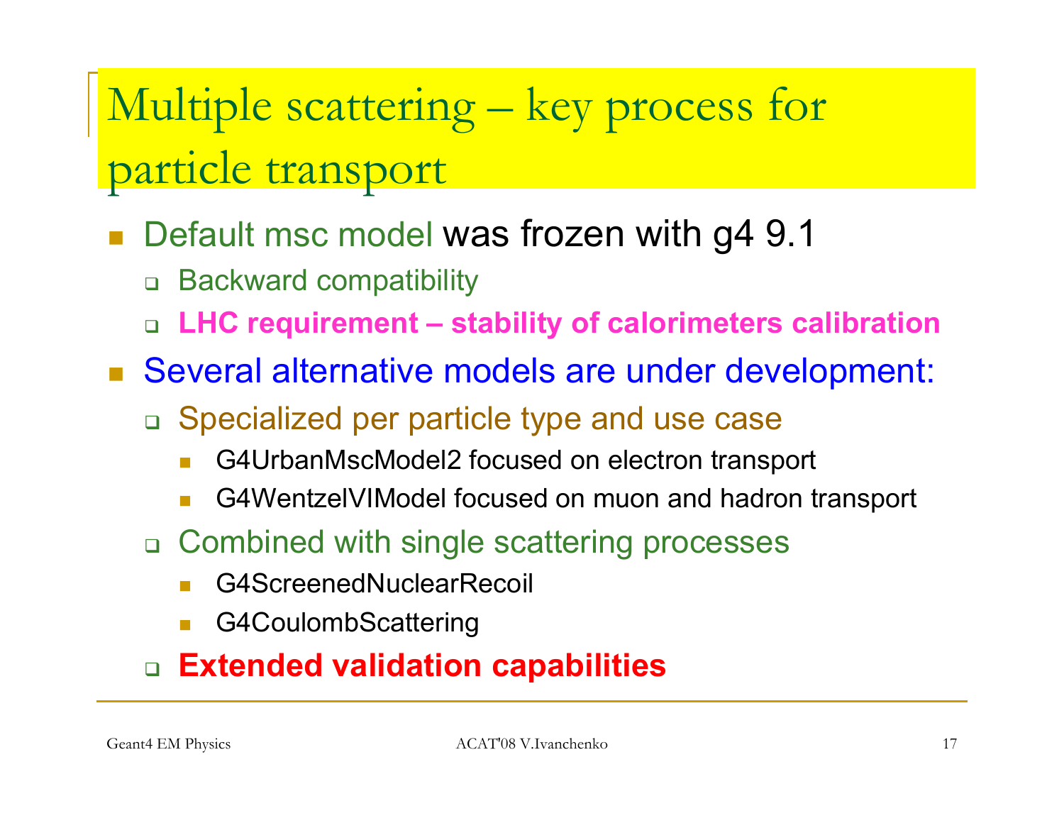# Multiple scattering – key process for particle transport

- Default msc model was frozen with g4 9.1
  - Backward compatibility
  - **LHC requirement – stability of calorimeters calibration**
- Several alternative models are under development:
  - Specialized per particle type and use case
    - G4UrbanMscModel2 focused on electron transport
    - G4WentzelVIModel focused on muon and hadron transport
  - Combined with single scattering processes
    - G4ScreenedNuclearRecoil
    - G4CoulombScattering
  - **Extended validation capabilities**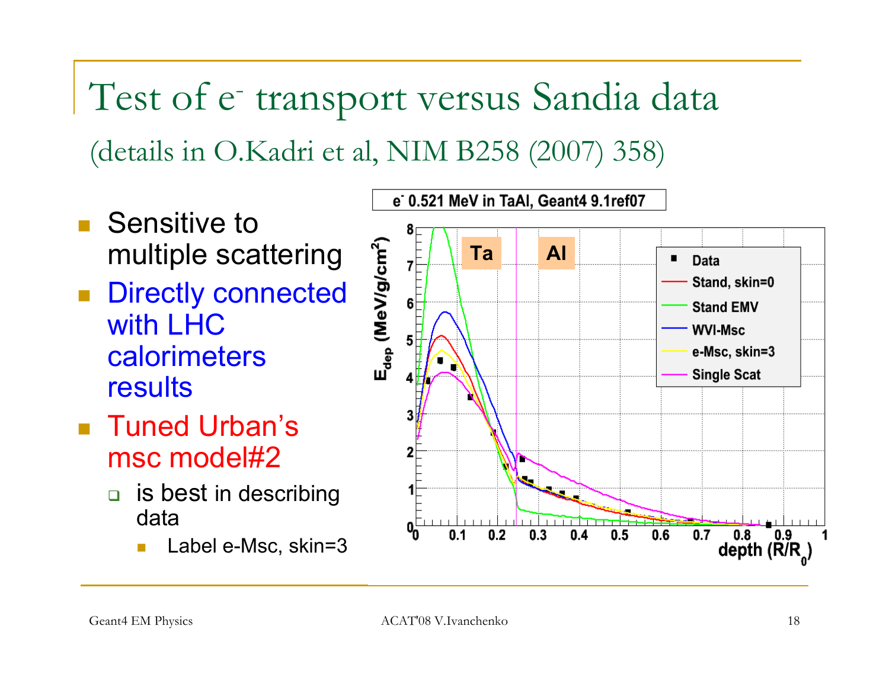# Test of $e^-$ transport versus Sandia data

(details in O.Kadri et al, NIM B258 (2007) 358)

- Sensitive to multiple scattering
- Directly connected with LHC calorimeters results
- Tuned Urban's msc model#2
  - is best in describing data
    - Label e-Msc, skin=3

$e^-$ 0.521 MeV in TaAl, Geant4 9.1ref07

Legend: Data; Stand, skin=0; Stand EMV; WVI-Msc; e-Msc, skin=3; Single Scat

Regions: Ta | Al

y-axis: $E_{dep}$ (MeV/g/cm$^2$)

x-axis: depth ($R/R_0$)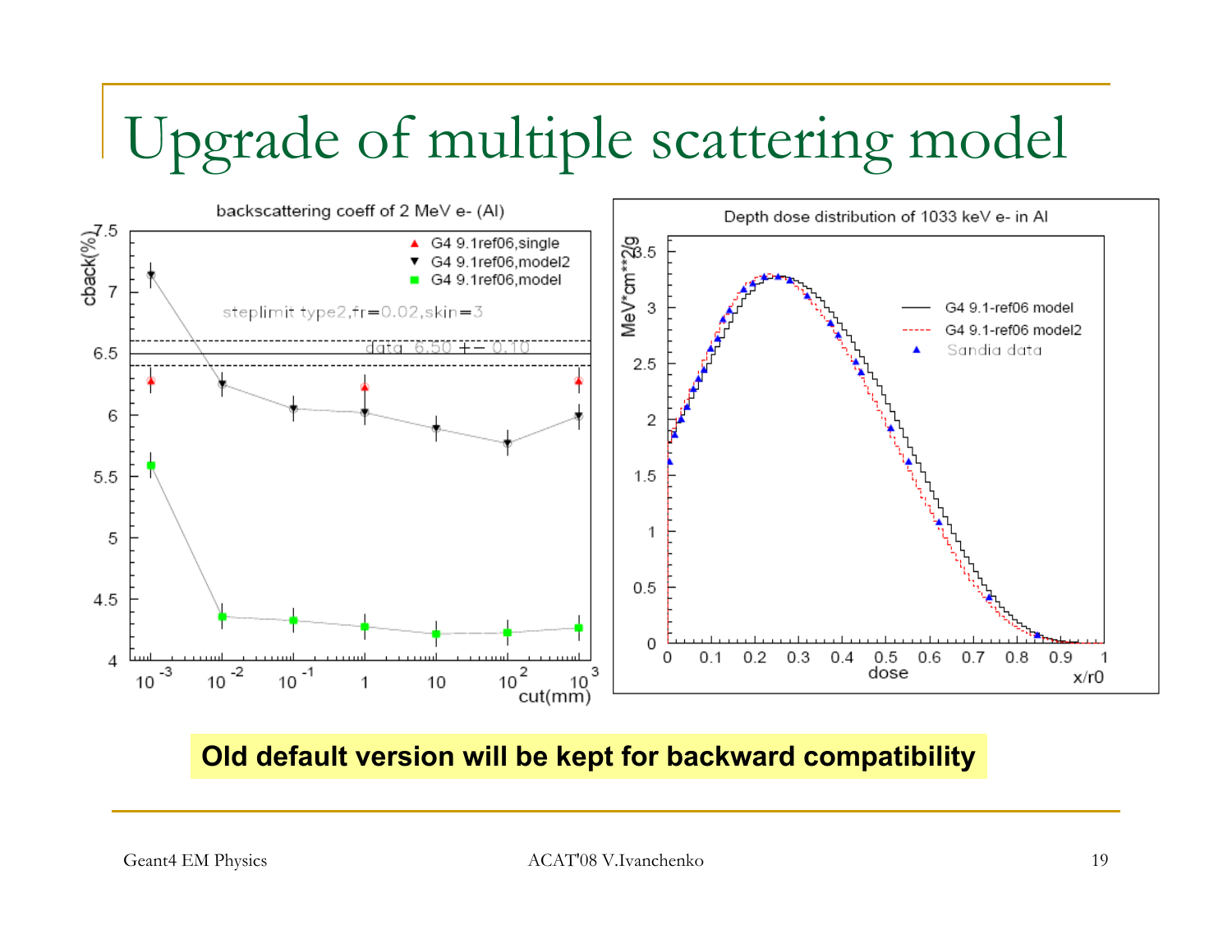# Upgrade of multiple scattering model

**Old default version will be kept for backward compatibility**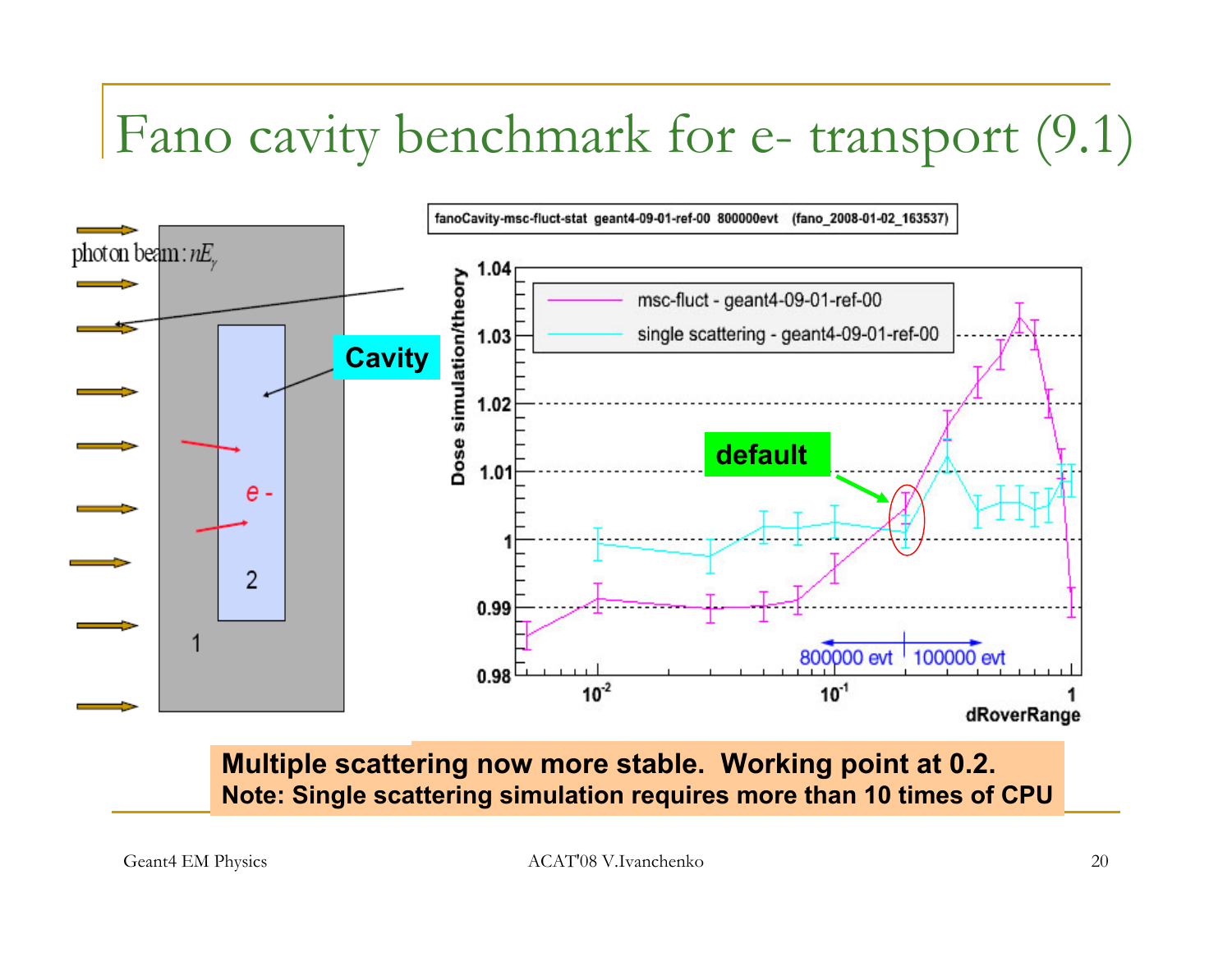# Fano cavity benchmark for e- transport (9.1)

photon beam: $nE_\gamma$

Cavity

e -

2

1

fanoCavity-msc-fluct-stat geant4-09-01-ref-00 800000evt (fano_2008-01-02_163537)

msc-fluct - geant4-09-01-ref-00

single scattering - geant4-09-01-ref-00

default

800000 evt | 100000 evt

Dose simulation/theory

dRoverRange

**Multiple scattering now more stable. Working point at 0.2.**
**Note: Single scattering simulation requires more than 10 times of CPU**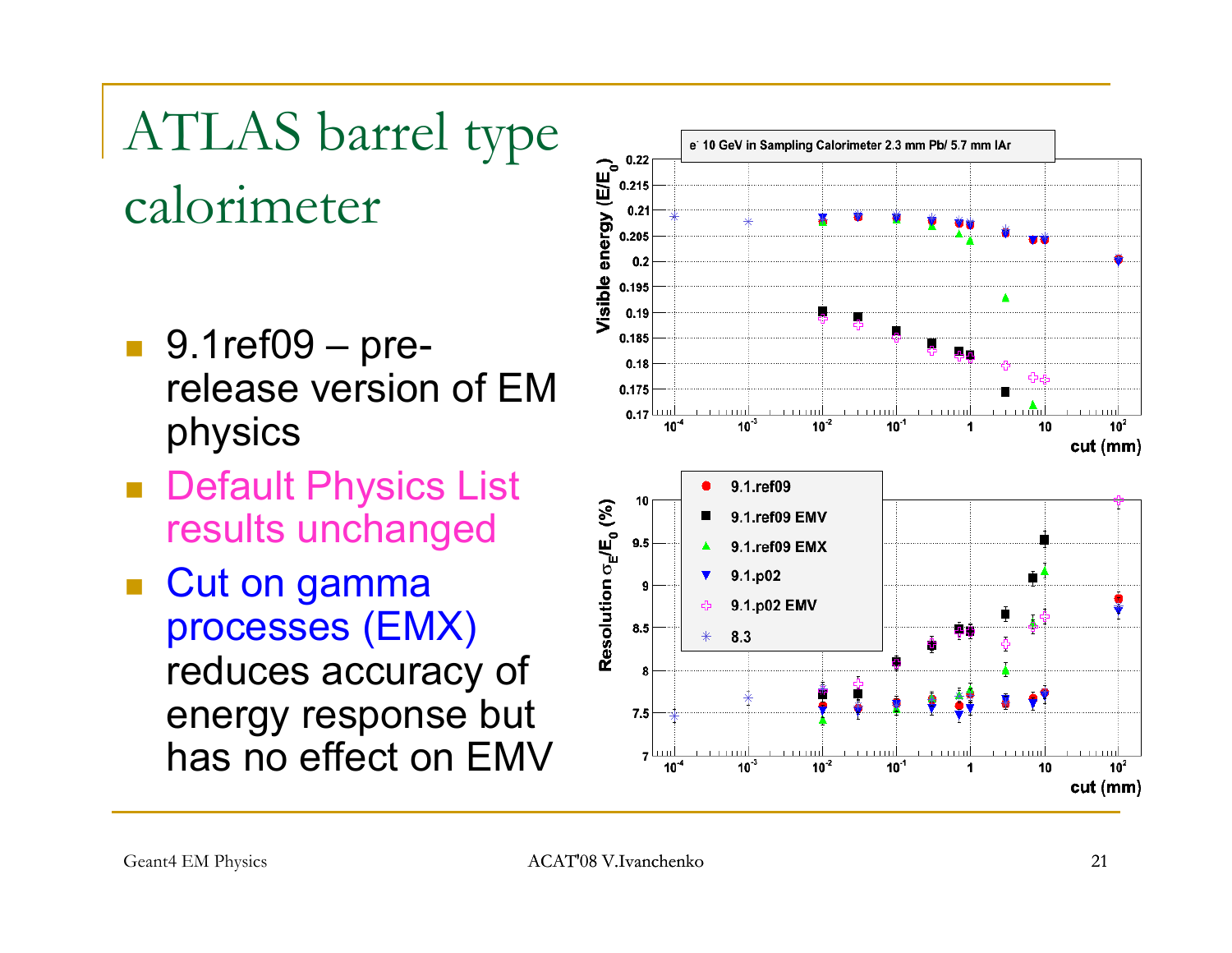# ATLAS barrel type calorimeter

- 9.1ref09 – pre-release version of EM physics
- Default Physics List results unchanged
- Cut on gamma processes (EMX) reduces accuracy of energy response but has no effect on EMV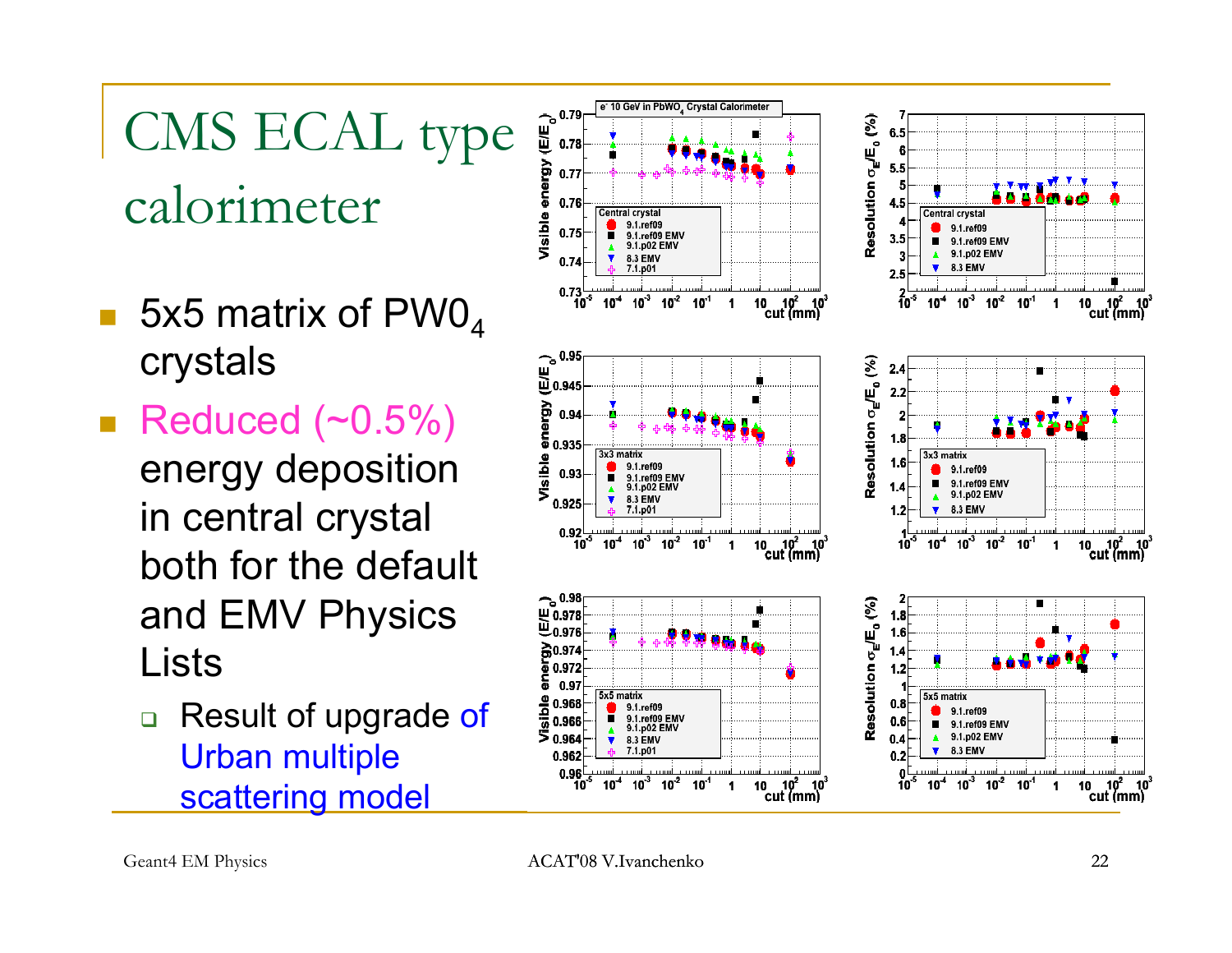# CMS ECAL type calorimeter

- 5x5 matrix of $PW0_4$ crystals
- Reduced (~0.5%) energy deposition in central crystal both for the default and EMV Physics Lists
  - Result of upgrade of Urban multiple scattering model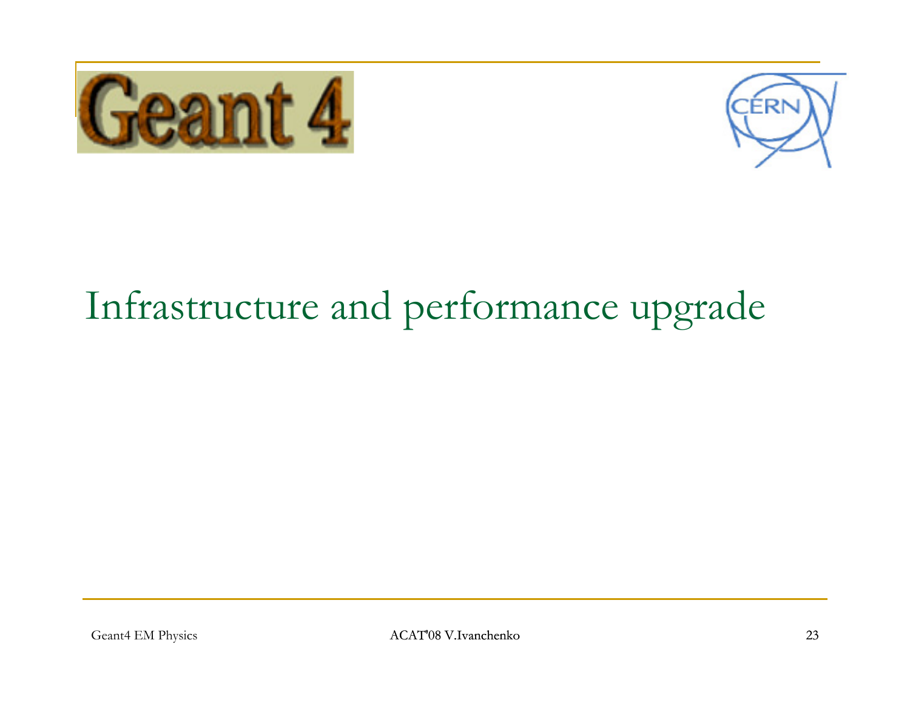# Infrastructure and performance upgrade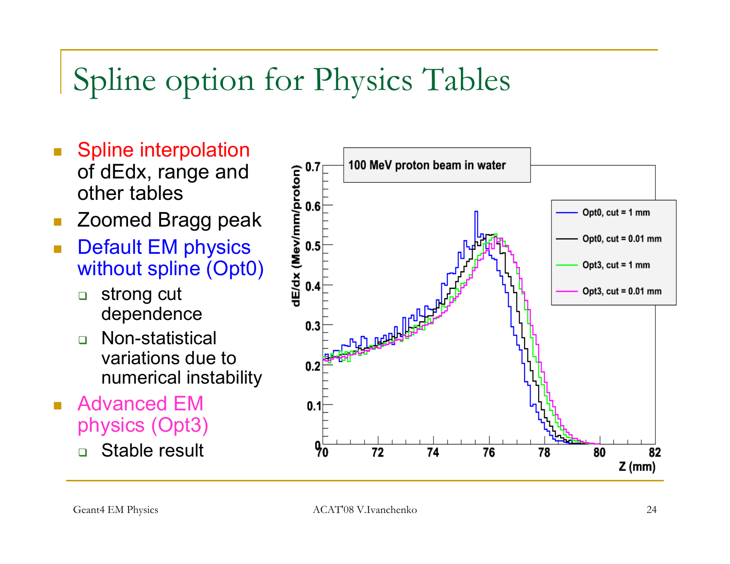# Spline option for Physics Tables

- Spline interpolation of dEdx, range and other tables
- Zoomed Bragg peak
- Default EM physics without spline (Opt0)
  - strong cut dependence
  - Non-statistical variations due to numerical instability
- Advanced EM physics (Opt3)
  - Stable result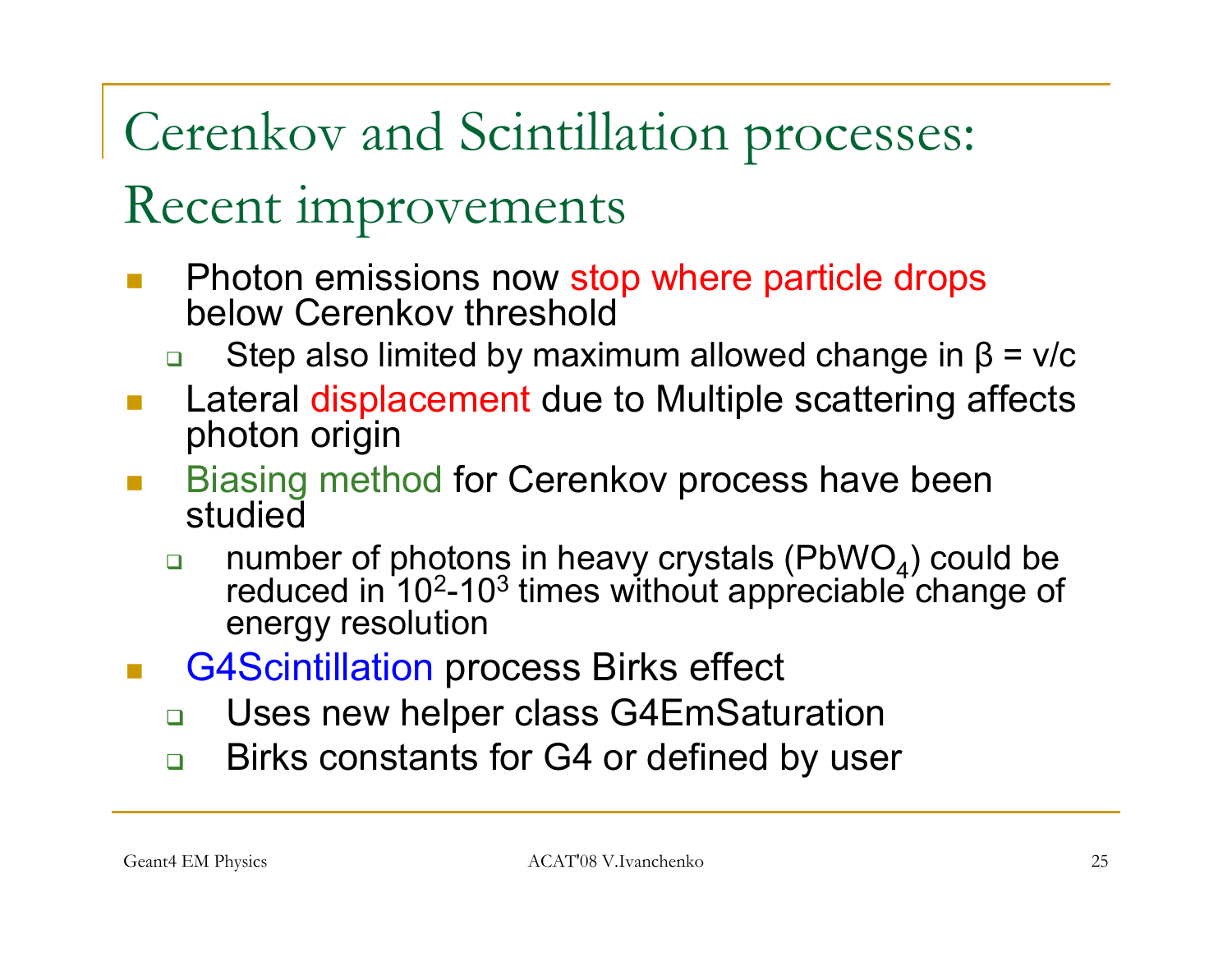# Cerenkov and Scintillation processes: Recent improvements

- Photon emissions now stop where particle drops below Cerenkov threshold
  - Step also limited by maximum allowed change in $\beta = v/c$
- Lateral displacement due to Multiple scattering affects photon origin
- Biasing method for Cerenkov process have been studied
  - number of photons in heavy crystals ($PbWO_4$) could be reduced in $10^2$-$10^3$ times without appreciable change of energy resolution
- G4Scintillation process Birks effect
  - Uses new helper class G4EmSaturation
  - Birks constants for G4 or defined by user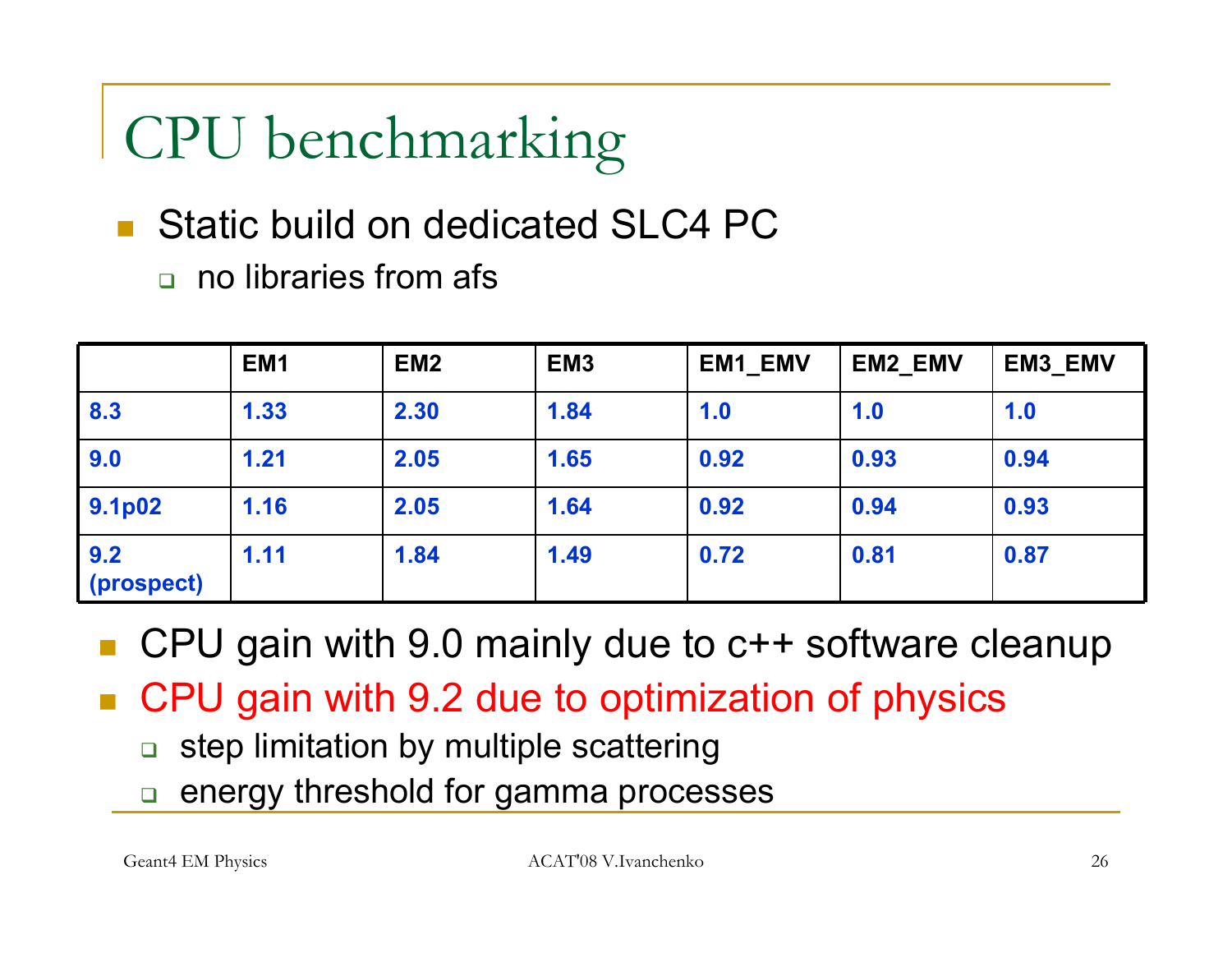# CPU benchmarking

- Static build on dedicated SLC4 PC
  - no libraries from afs

| | EM1 | EM2 | EM3 | EM1_EMV | EM2_EMV | EM3_EMV |
|---|---|---|---|---|---|---|
| **8.3** | **1.33** | **2.30** | **1.84** | **1.0** | **1.0** | **1.0** |
| **9.0** | **1.21** | **2.05** | **1.65** | **0.92** | **0.93** | **0.94** |
| **9.1p02** | **1.16** | **2.05** | **1.64** | **0.92** | **0.94** | **0.93** |
| **9.2 (prospect)** | **1.11** | **1.84** | **1.49** | **0.72** | **0.81** | **0.87** |

- CPU gain with 9.0 mainly due to c++ software cleanup
- CPU gain with 9.2 due to optimization of physics
  - step limitation by multiple scattering
  - energy threshold for gamma processes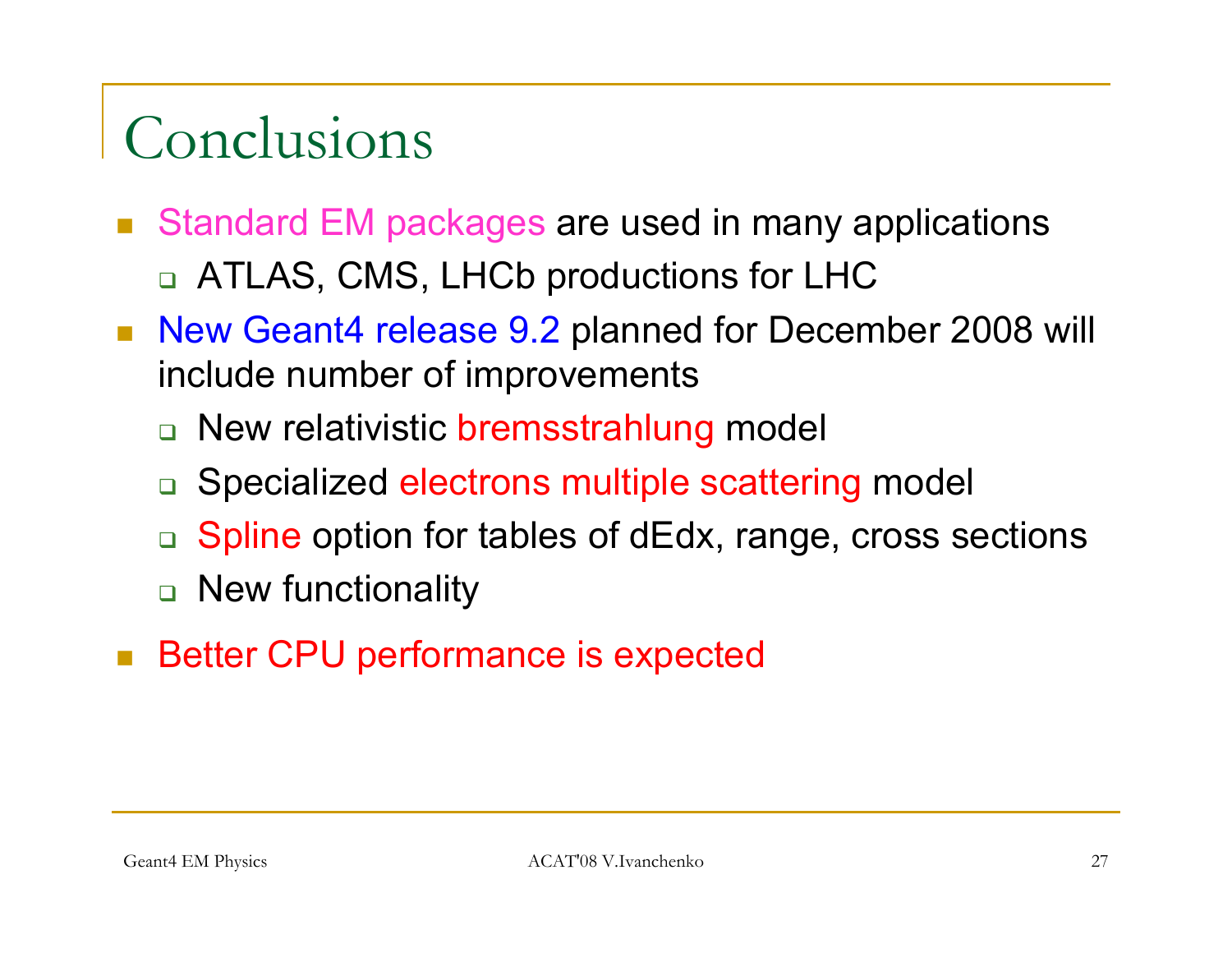# Conclusions

- Standard EM packages are used in many applications
  - ATLAS, CMS, LHCb productions for LHC
- New Geant4 release 9.2 planned for December 2008 will include number of improvements
  - New relativistic bremsstrahlung model
  - Specialized electrons multiple scattering model
  - Spline option for tables of dEdx, range, cross sections
  - New functionality
- Better CPU performance is expected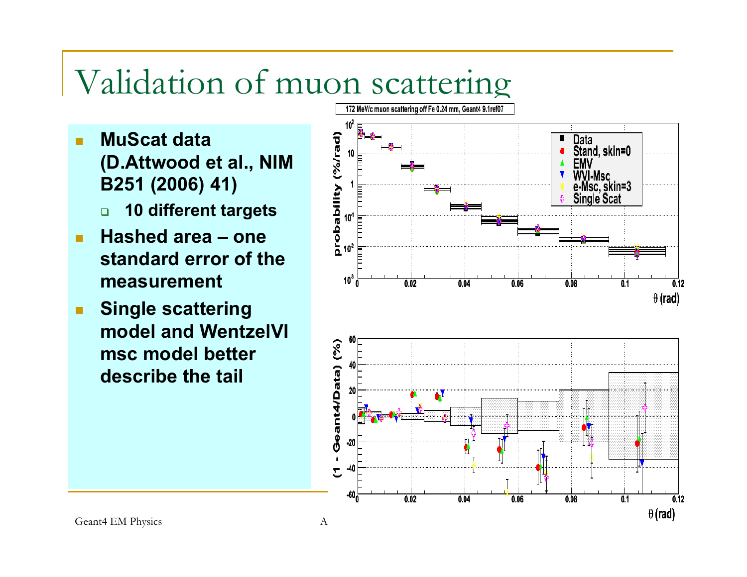# Validation of muon scattering

- **MuScat data (D.Attwood et al., NIM B251 (2006) 41)**
  - **10 different targets**
- **Hashed area – one standard error of the measurement**
- **Single scattering model and WentzelVI msc model better describe the tail**

172 MeV/c muon scattering off Fe 0.24 mm, Geant4 9.1ref07

probability (%/rad)

$10^2$
10
1
$10^{-1}$
$10^{-2}$
$10^{-3}$

0
0.02
0.04
0.06
0.08
0.1
0.12

$\theta$ (rad)

Data
Stand, skin=0
EMV
WVI-Msc
e-Msc, skin=3
Single Scat

(1 - Geant4/Data) (%)

60
40
20
0
-20
-40
-60

0
0.02
0.04
0.06
0.08
0.1
0.12

$\theta$ (rad)